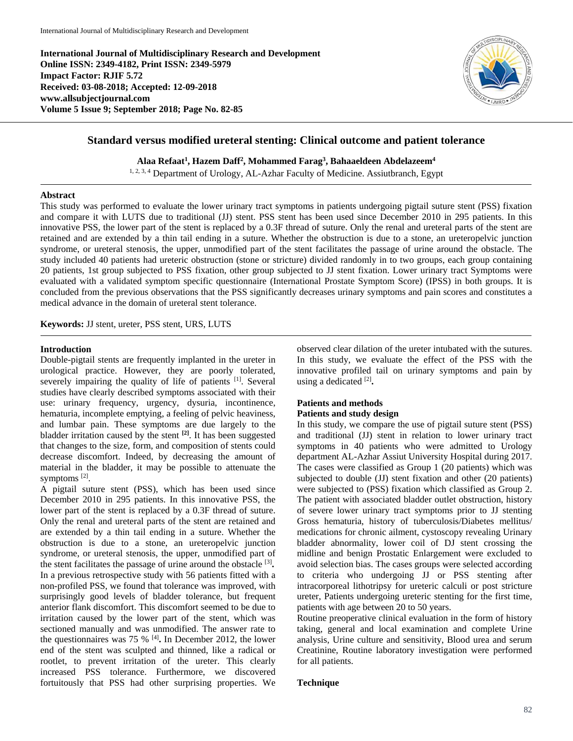**International Journal of Multidisciplinary Research and Development**
**Online ISSN: 2349-4182, Print ISSN: 2349-5979**
**Impact Factor: RJIF 5.72**
**Received: 03-08-2018; Accepted: 12-09-2018**
**www.allsubjectjournal.com**
**Volume 5 Issue 9; September 2018; Page No. 82-85**

# Standard versus modified ureteral stenting: Clinical outcome and patient tolerance

**Alaa Refaat[1], Hazem Daff[2], Mohammed Farag[3], Bahaaeldeen Abdelazeem[4]**

[1, 2, 3, 4] Department of Urology, AL-Azhar Faculty of Medicine. Assiutbranch, Egypt

## Abstract

This study was performed to evaluate the lower urinary tract symptoms in patients undergoing pigtail suture stent (PSS) fixation and compare it with LUTS due to traditional (JJ) stent. PSS stent has been used since December 2010 in 295 patients. In this innovative PSS, the lower part of the stent is replaced by a 0.3F thread of suture. Only the renal and ureteral parts of the stent are retained and are extended by a thin tail ending in a suture. Whether the obstruction is due to a stone, an ureteropelvic junction syndrome, or ureteral stenosis, the upper, unmodified part of the stent facilitates the passage of urine around the obstacle. The study included 40 patients had ureteric obstruction (stone or stricture) divided randomly in to two groups, each group containing 20 patients, 1st group subjected to PSS fixation, other group subjected to JJ stent fixation. Lower urinary tract Symptoms were evaluated with a validated symptom specific questionnaire (International Prostate Symptom Score) (IPSS) in both groups. It is concluded from the previous observations that the PSS significantly decreases urinary symptoms and pain scores and constitutes a medical advance in the domain of ureteral stent tolerance.

**Keywords:** JJ stent, ureter, PSS stent, URS, LUTS

## Introduction

Double-pigtail stents are frequently implanted in the ureter in urological practice. However, they are poorly tolerated, severely impairing the quality of life of patients [1]. Several studies have clearly described symptoms associated with their use: urinary frequency, urgency, dysuria, incontinence, hematuria, incomplete emptying, a feeling of pelvic heaviness, and lumbar pain. These symptoms are due largely to the bladder irritation caused by the stent [2]. It has been suggested that changes to the size, form, and composition of stents could decrease discomfort. Indeed, by decreasing the amount of material in the bladder, it may be possible to attenuate the symptoms [2].

A pigtail suture stent (PSS), which has been used since December 2010 in 295 patients. In this innovative PSS, the lower part of the stent is replaced by a 0.3F thread of suture. Only the renal and ureteral parts of the stent are retained and are extended by a thin tail ending in a suture. Whether the obstruction is due to a stone, an ureteropelvic junction syndrome, or ureteral stenosis, the upper, unmodified part of the stent facilitates the passage of urine around the obstacle [3].

In a previous retrospective study with 56 patients fitted with a non-profiled PSS, we found that tolerance was improved, with surprisingly good levels of bladder tolerance, but frequent anterior flank discomfort. This discomfort seemed to be due to irritation caused by the lower part of the stent, which was sectioned manually and was unmodified. The answer rate to the questionnaires was 75 % [4]. In December 2012, the lower end of the stent was sculpted and thinned, like a radical or rootlet, to prevent irritation of the ureter. This clearly increased PSS tolerance. Furthermore, we discovered fortuitously that PSS had other surprising properties. We observed clear dilation of the ureter intubated with the sutures. In this study, we evaluate the effect of the PSS with the innovative profiled tail on urinary symptoms and pain by using a dedicated [2].

## Patients and methods

### Patients and study design

In this study, we compare the use of pigtail suture stent (PSS) and traditional (JJ) stent in relation to lower urinary tract symptoms in 40 patients who were admitted to Urology department AL-Azhar Assiut University Hospital during 2017. The cases were classified as Group 1 (20 patients) which was subjected to double (JJ) stent fixation and other (20 patients) were subjected to (PSS) fixation which classified as Group 2. The patient with associated bladder outlet obstruction, history of severe lower urinary tract symptoms prior to JJ stenting Gross hematuria, history of tuberculosis/Diabetes mellitus/ medications for chronic ailment, cystoscopy revealing Urinary bladder abnormality, lower coil of DJ stent crossing the midline and benign Prostatic Enlargement were excluded to avoid selection bias. The cases groups were selected according to criteria who undergoing JJ or PSS stenting after intracorporeal lithotripsy for ureteric calculi or post stricture ureter, Patients undergoing ureteric stenting for the first time, patients with age between 20 to 50 years.

Routine preoperative clinical evaluation in the form of history taking, general and local examination and complete Urine analysis, Urine culture and sensitivity, Blood urea and serum Creatinine, Routine laboratory investigation were performed for all patients.

### Technique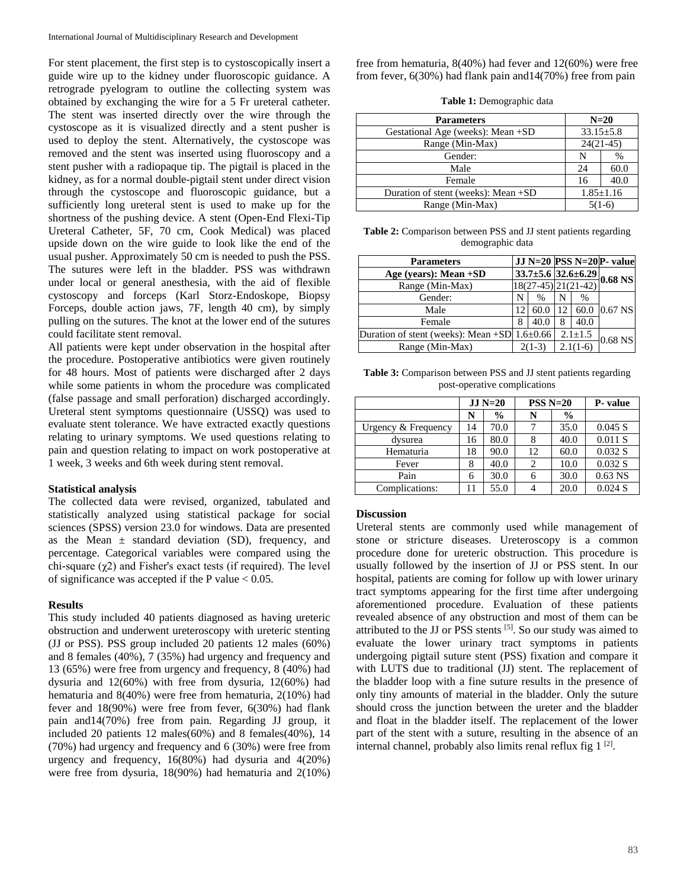For stent placement, the first step is to cystoscopically insert a guide wire up to the kidney under fluoroscopic guidance. A retrograde pyelogram to outline the collecting system was obtained by exchanging the wire for a 5 Fr ureteral catheter. The stent was inserted directly over the wire through the cystoscope as it is visualized directly and a stent pusher is used to deploy the stent. Alternatively, the cystoscope was removed and the stent was inserted using fluoroscopy and a stent pusher with a radiopaque tip. The pigtail is placed in the kidney, as for a normal double-pigtail stent under direct vision through the cystoscope and fluoroscopic guidance, but a sufficiently long ureteral stent is used to make up for the shortness of the pushing device. A stent (Open-End Flexi-Tip Ureteral Catheter, 5F, 70 cm, Cook Medical) was placed upside down on the wire guide to look like the end of the usual pusher. Approximately 50 cm is needed to push the PSS. The sutures were left in the bladder. PSS was withdrawn under local or general anesthesia, with the aid of flexible cystoscopy and forceps (Karl Storz-Endoskope, Biopsy Forceps, double action jaws, 7F, length 40 cm), by simply pulling on the sutures. The knot at the lower end of the sutures could facilitate stent removal.

All patients were kept under observation in the hospital after the procedure. Postoperative antibiotics were given routinely for 48 hours. Most of patients were discharged after 2 days while some patients in whom the procedure was complicated (false passage and small perforation) discharged accordingly. Ureteral stent symptoms questionnaire (USSQ) was used to evaluate stent tolerance. We have extracted exactly questions relating to urinary symptoms. We used questions relating to pain and question relating to impact on work postoperative at 1 week, 3 weeks and 6th week during stent removal.

**Statistical analysis**

The collected data were revised, organized, tabulated and statistically analyzed using statistical package for social sciences (SPSS) version 23.0 for windows. Data are presented as the Mean ± standard deviation (SD), frequency, and percentage. Categorical variables were compared using the chi-square ($\chi 2$) and Fisher's exact tests (if required). The level of significance was accepted if the P value < 0.05.

**Results**

This study included 40 patients diagnosed as having ureteric obstruction and underwent ureteroscopy with ureteric stenting (JJ or PSS). PSS group included 20 patients 12 males (60%) and 8 females (40%), 7 (35%) had urgency and frequency and 13 (65%) were free from urgency and frequency, 8 (40%) had dysuria and 12(60%) with free from dysuria, 12(60%) had hematuria and 8(40%) were free from hematuria, 2(10%) had fever and 18(90%) were free from fever, 6(30%) had flank pain and14(70%) free from pain. Regarding JJ group, it included 20 patients 12 males(60%) and 8 females(40%), 14 (70%) had urgency and frequency and 6 (30%) were free from urgency and frequency, 16(80%) had dysuria and 4(20%) were free from dysuria, 18(90%) had hematuria and 2(10%) free from hematuria, 8(40%) had fever and 12(60%) were free from fever, 6(30%) had flank pain and14(70%) free from pain

**Table 1:** Demographic data

| Parameters | N=20 | |
|---|---|---|
| Gestational Age (weeks): Mean +SD | 33.15±5.8 | |
| Range (Min-Max) | 24(21-45) | |
| Gender: | N | % |
| Male | 24 | 60.0 |
| Female | 16 | 40.0 |
| Duration of stent (weeks): Mean +SD | 1.85±1.16 | |
| Range (Min-Max) | 5(1-6) | |

**Table 2:** Comparison between PSS and JJ stent patients regarding demographic data

| Parameters | JJ N=20 | | PSS N=20 | | P- value |
|---|---|---|---|---|---|
| **Age (years): Mean +SD** | **33.7±5.6** | | **32.6±6.29** | | **0.68 NS** |
| Range (Min-Max) | 18(27-45) | | 21(21-42) | | |
| Gender: | N | % | N | % | 0.67 NS |
| Male | 12 | 60.0 | 12 | 60.0 | |
| Female | 8 | 40.0 | 8 | 40.0 | |
| Duration of stent (weeks): Mean +SD | 1.6±0.66 | | 2.1±1.5 | | 0.68 NS |
| Range (Min-Max) | 2(1-3) | | 2.1(1-6) | | |

**Table 3:** Comparison between PSS and JJ stent patients regarding post-operative complications

| | JJ N=20 | | PSS N=20 | | P- value |
|---|---|---|---|---|---|
| | N | % | N | % | |
| Urgency & Frequency | 14 | 70.0 | 7 | 35.0 | 0.045 S |
| dysurea | 16 | 80.0 | 8 | 40.0 | 0.011 S |
| Hematuria | 18 | 90.0 | 12 | 60.0 | 0.032 S |
| Fever | 8 | 40.0 | 2 | 10.0 | 0.032 S |
| Pain | 6 | 30.0 | 6 | 30.0 | 0.63 NS |
| Complications: | 11 | 55.0 | 4 | 20.0 | 0.024 S |

**Discussion**

Ureteral stents are commonly used while management of stone or stricture diseases. Ureteroscopy is a common procedure done for ureteric obstruction. This procedure is usually followed by the insertion of JJ or PSS stent. In our hospital, patients are coming for follow up with lower urinary tract symptoms appearing for the first time after undergoing aforementioned procedure. Evaluation of these patients revealed absence of any obstruction and most of them can be attributed to the JJ or PSS stents [5]. So our study was aimed to evaluate the lower urinary tract symptoms in patients undergoing pigtail suture stent (PSS) fixation and compare it with LUTS due to traditional (JJ) stent. The replacement of the bladder loop with a fine suture results in the presence of only tiny amounts of material in the bladder. Only the suture should cross the junction between the ureter and the bladder and float in the bladder itself. The replacement of the lower part of the stent with a suture, resulting in the absence of an internal channel, probably also limits renal reflux fig 1 [2].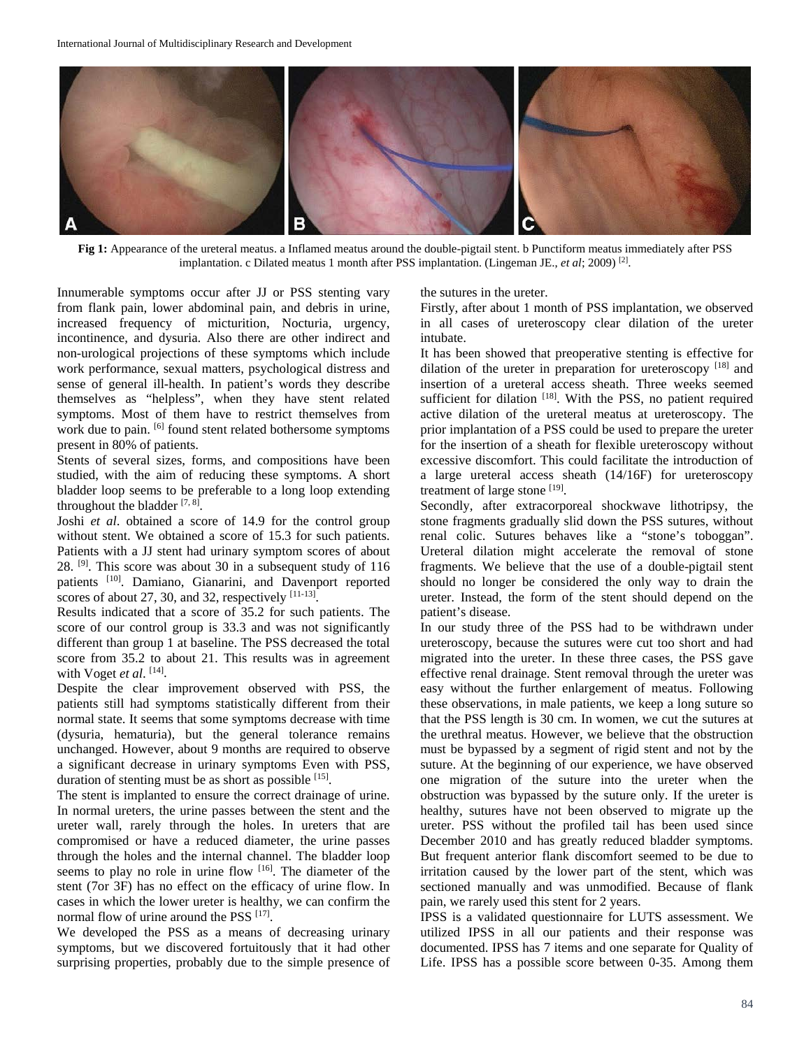**Fig 1:** Appearance of the ureteral meatus. a Inflamed meatus around the double-pigtail stent. b Punctiform meatus immediately after PSS implantation. c Dilated meatus 1 month after PSS implantation. (Lingeman JE., *et al*; 2009) [2].

Innumerable symptoms occur after JJ or PSS stenting vary from flank pain, lower abdominal pain, and debris in urine, increased frequency of micturition, Nocturia, urgency, incontinence, and dysuria. Also there are other indirect and non-urological projections of these symptoms which include work performance, sexual matters, psychological distress and sense of general ill-health. In patient's words they describe themselves as "helpless", when they have stent related symptoms. Most of them have to restrict themselves from work due to pain. [6] found stent related bothersome symptoms present in 80% of patients.

Stents of several sizes, forms, and compositions have been studied, with the aim of reducing these symptoms. A short bladder loop seems to be preferable to a long loop extending throughout the bladder [7, 8].

Joshi *et al*. obtained a score of 14.9 for the control group without stent. We obtained a score of 15.3 for such patients. Patients with a JJ stent had urinary symptom scores of about 28. [9]. This score was about 30 in a subsequent study of 116 patients [10]. Damiano, Gianarini, and Davenport reported scores of about 27, 30, and 32, respectively [11-13].

Results indicated that a score of 35.2 for such patients. The score of our control group is 33.3 and was not significantly different than group 1 at baseline. The PSS decreased the total score from 35.2 to about 21. This results was in agreement with Voget *et al*. [14].

Despite the clear improvement observed with PSS, the patients still had symptoms statistically different from their normal state. It seems that some symptoms decrease with time (dysuria, hematuria), but the general tolerance remains unchanged. However, about 9 months are required to observe a significant decrease in urinary symptoms Even with PSS, duration of stenting must be as short as possible [15].

The stent is implanted to ensure the correct drainage of urine. In normal ureters, the urine passes between the stent and the ureter wall, rarely through the holes. In ureters that are compromised or have a reduced diameter, the urine passes through the holes and the internal channel. The bladder loop seems to play no role in urine flow [16]. The diameter of the stent (7or 3F) has no effect on the efficacy of urine flow. In cases in which the lower ureter is healthy, we can confirm the normal flow of urine around the PSS [17].

We developed the PSS as a means of decreasing urinary symptoms, but we discovered fortuitously that it had other surprising properties, probably due to the simple presence of the sutures in the ureter.

Firstly, after about 1 month of PSS implantation, we observed in all cases of ureteroscopy clear dilation of the ureter intubate.

It has been showed that preoperative stenting is effective for dilation of the ureter in preparation for ureteroscopy [18] and insertion of a ureteral access sheath. Three weeks seemed sufficient for dilation [18]. With the PSS, no patient required active dilation of the ureteral meatus at ureteroscopy. The prior implantation of a PSS could be used to prepare the ureter for the insertion of a sheath for flexible ureteroscopy without excessive discomfort. This could facilitate the introduction of a large ureteral access sheath (14/16F) for ureteroscopy treatment of large stone [19].

Secondly, after extracorporeal shockwave lithotripsy, the stone fragments gradually slid down the PSS sutures, without renal colic. Sutures behaves like a "stone's toboggan". Ureteral dilation might accelerate the removal of stone fragments. We believe that the use of a double-pigtail stent should no longer be considered the only way to drain the ureter. Instead, the form of the stent should depend on the patient's disease.

In our study three of the PSS had to be withdrawn under ureteroscopy, because the sutures were cut too short and had migrated into the ureter. In these three cases, the PSS gave effective renal drainage. Stent removal through the ureter was easy without the further enlargement of meatus. Following these observations, in male patients, we keep a long suture so that the PSS length is 30 cm. In women, we cut the sutures at the urethral meatus. However, we believe that the obstruction must be bypassed by a segment of rigid stent and not by the suture. At the beginning of our experience, we have observed one migration of the suture into the ureter when the obstruction was bypassed by the suture only. If the ureter is healthy, sutures have not been observed to migrate up the ureter. PSS without the profiled tail has been used since December 2010 and has greatly reduced bladder symptoms. But frequent anterior flank discomfort seemed to be due to irritation caused by the lower part of the stent, which was sectioned manually and was unmodified. Because of flank pain, we rarely used this stent for 2 years.

IPSS is a validated questionnaire for LUTS assessment. We utilized IPSS in all our patients and their response was documented. IPSS has 7 items and one separate for Quality of Life. IPSS has a possible score between 0-35. Among them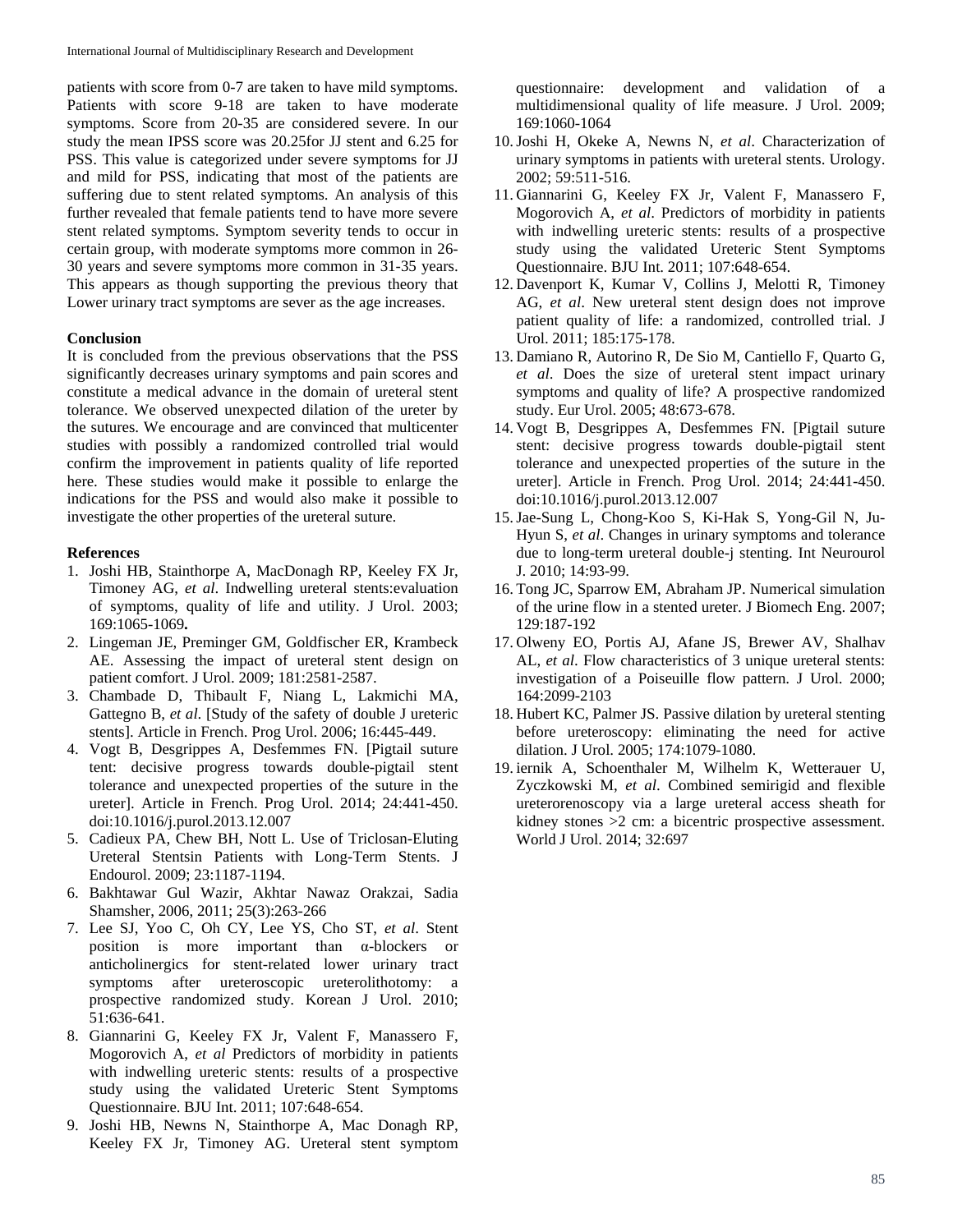patients with score from 0-7 are taken to have mild symptoms. Patients with score 9-18 are taken to have moderate symptoms. Score from 20-35 are considered severe. In our study the mean IPSS score was 20.25for JJ stent and 6.25 for PSS. This value is categorized under severe symptoms for JJ and mild for PSS, indicating that most of the patients are suffering due to stent related symptoms. An analysis of this further revealed that female patients tend to have more severe stent related symptoms. Symptom severity tends to occur in certain group, with moderate symptoms more common in 26-30 years and severe symptoms more common in 31-35 years. This appears as though supporting the previous theory that Lower urinary tract symptoms are sever as the age increases.

## Conclusion

It is concluded from the previous observations that the PSS significantly decreases urinary symptoms and pain scores and constitute a medical advance in the domain of ureteral stent tolerance. We observed unexpected dilation of the ureter by the sutures. We encourage and are convinced that multicenter studies with possibly a randomized controlled trial would confirm the improvement in patients quality of life reported here. These studies would make it possible to enlarge the indications for the PSS and would also make it possible to investigate the other properties of the ureteral suture.

## References

1. Joshi HB, Stainthorpe A, MacDonagh RP, Keeley FX Jr, Timoney AG, *et al*. Indwelling ureteral stents:evaluation of symptoms, quality of life and utility. J Urol. 2003; 169:1065-1069**.**
2. Lingeman JE, Preminger GM, Goldfischer ER, Krambeck AE. Assessing the impact of ureteral stent design on patient comfort. J Urol. 2009; 181:2581-2587.
3. Chambade D, Thibault F, Niang L, Lakmichi MA, Gattegno B, *et al*. [Study of the safety of double J ureteric stents]. Article in French. Prog Urol. 2006; 16:445-449.
4. Vogt B, Desgrippes A, Desfemmes FN. [Pigtail suture tent: decisive progress towards double-pigtail stent tolerance and unexpected properties of the suture in the ureter]. Article in French. Prog Urol. 2014; 24:441-450. doi:10.1016/j.purol.2013.12.007
5. Cadieux PA, Chew BH, Nott L. Use of Triclosan-Eluting Ureteral Stentsin Patients with Long-Term Stents. J Endourol. 2009; 23:1187-1194.
6. Bakhtawar Gul Wazir, Akhtar Nawaz Orakzai, Sadia Shamsher, 2006, 2011; 25(3):263-266
7. Lee SJ, Yoo C, Oh CY, Lee YS, Cho ST, *et al*. Stent position is more important than α-blockers or anticholinergics for stent-related lower urinary tract symptoms after ureteroscopic ureterolithotomy: a prospective randomized study. Korean J Urol. 2010; 51:636-641.
8. Giannarini G, Keeley FX Jr, Valent F, Manassero F, Mogorovich A, *et al* Predictors of morbidity in patients with indwelling ureteric stents: results of a prospective study using the validated Ureteric Stent Symptoms Questionnaire. BJU Int. 2011; 107:648-654.
9. Joshi HB, Newns N, Stainthorpe A, Mac Donagh RP, Keeley FX Jr, Timoney AG. Ureteral stent symptom questionnaire: development and validation of a multidimensional quality of life measure. J Urol. 2009; 169:1060-1064
10. Joshi H, Okeke A, Newns N, *et al*. Characterization of urinary symptoms in patients with ureteral stents. Urology. 2002; 59:511-516.
11. Giannarini G, Keeley FX Jr, Valent F, Manassero F, Mogorovich A, *et al*. Predictors of morbidity in patients with indwelling ureteric stents: results of a prospective study using the validated Ureteric Stent Symptoms Questionnaire. BJU Int. 2011; 107:648-654.
12. Davenport K, Kumar V, Collins J, Melotti R, Timoney AG, *et al*. New ureteral stent design does not improve patient quality of life: a randomized, controlled trial. J Urol. 2011; 185:175-178.
13. Damiano R, Autorino R, De Sio M, Cantiello F, Quarto G, *et al*. Does the size of ureteral stent impact urinary symptoms and quality of life? A prospective randomized study. Eur Urol. 2005; 48:673-678.
14. Vogt B, Desgrippes A, Desfemmes FN. [Pigtail suture stent: decisive progress towards double-pigtail stent tolerance and unexpected properties of the suture in the ureter]. Article in French. Prog Urol. 2014; 24:441-450. doi:10.1016/j.purol.2013.12.007
15. Jae-Sung L, Chong-Koo S, Ki-Hak S, Yong-Gil N, Ju-Hyun S, *et al*. Changes in urinary symptoms and tolerance due to long-term ureteral double-j stenting. Int Neurourol J. 2010; 14:93-99.
16. Tong JC, Sparrow EM, Abraham JP. Numerical simulation of the urine flow in a stented ureter. J Biomech Eng. 2007; 129:187-192
17. Olweny EO, Portis AJ, Afane JS, Brewer AV, Shalhav AL, *et al*. Flow characteristics of 3 unique ureteral stents: investigation of a Poiseuille flow pattern. J Urol. 2000; 164:2099-2103
18. Hubert KC, Palmer JS. Passive dilation by ureteral stenting before ureteroscopy: eliminating the need for active dilation. J Urol. 2005; 174:1079-1080.
19. iernik A, Schoenthaler M, Wilhelm K, Wetterauer U, Zyczkowski M, *et al*. Combined semirigid and flexible ureterorenoscopy via a large ureteral access sheath for kidney stones >2 cm: a bicentric prospective assessment. World J Urol. 2014; 32:697